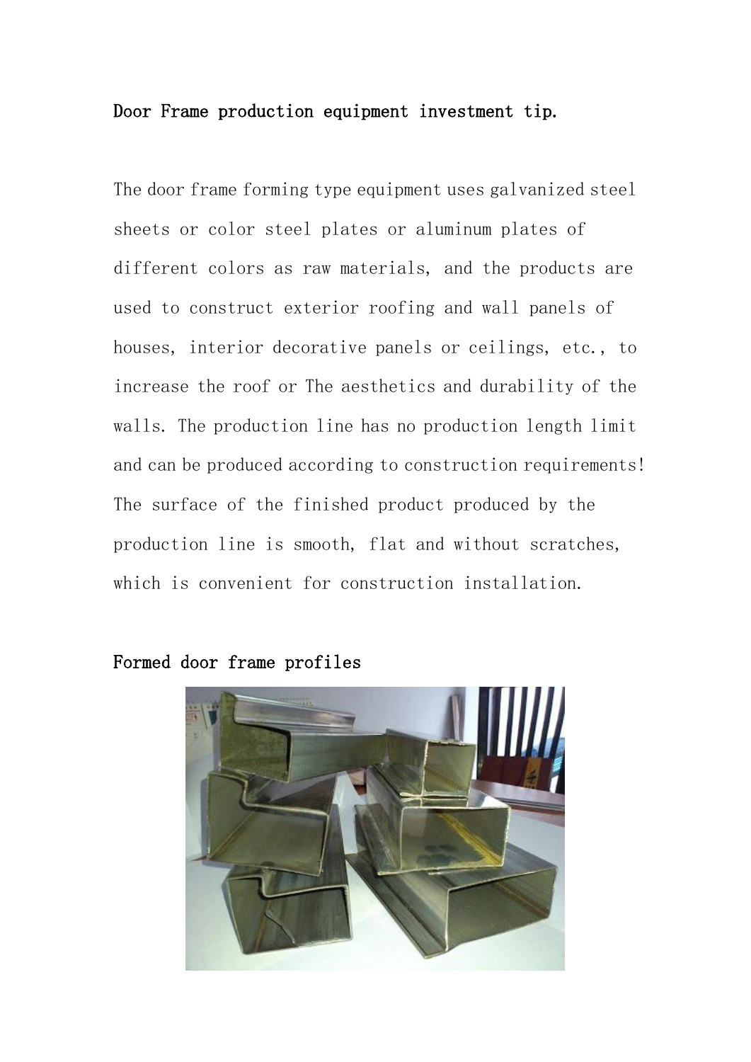# Door Frame production equipment investment tip.

The door frame forming type equipment uses galvanized steel sheets or color steel plates or aluminum plates of different colors as raw materials, and the products are used to construct exterior roofing and wall panels of houses, interior decorative panels or ceilings, etc., to increase the roof or The aesthetics and durability of the walls. The production line has no production length limit and can be produced according to construction requirements! The surface of the finished product produced by the production line is smooth, flat and without scratches, which is convenient for construction installation.

## Formed door frame profiles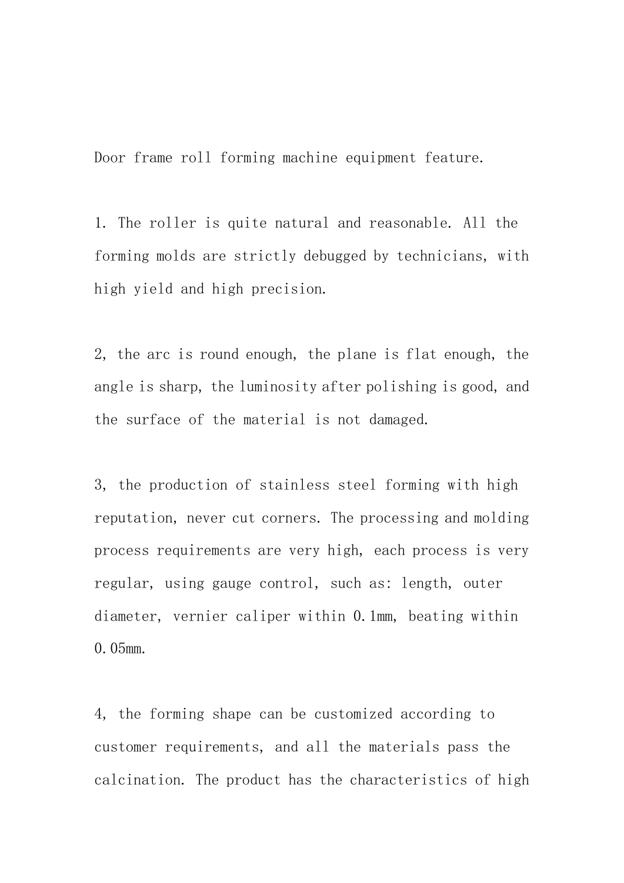Door frame roll forming machine equipment feature.

1. The roller is quite natural and reasonable. All the forming molds are strictly debugged by technicians, with high yield and high precision.

2, the arc is round enough, the plane is flat enough, the angle is sharp, the luminosity after polishing is good, and the surface of the material is not damaged.

3, the production of stainless steel forming with high reputation, never cut corners. The processing and molding process requirements are very high, each process is very regular, using gauge control, such as: length, outer diameter, vernier caliper within 0.1mm, beating within 0.05mm.

4, the forming shape can be customized according to customer requirements, and all the materials pass the calcination. The product has the characteristics of high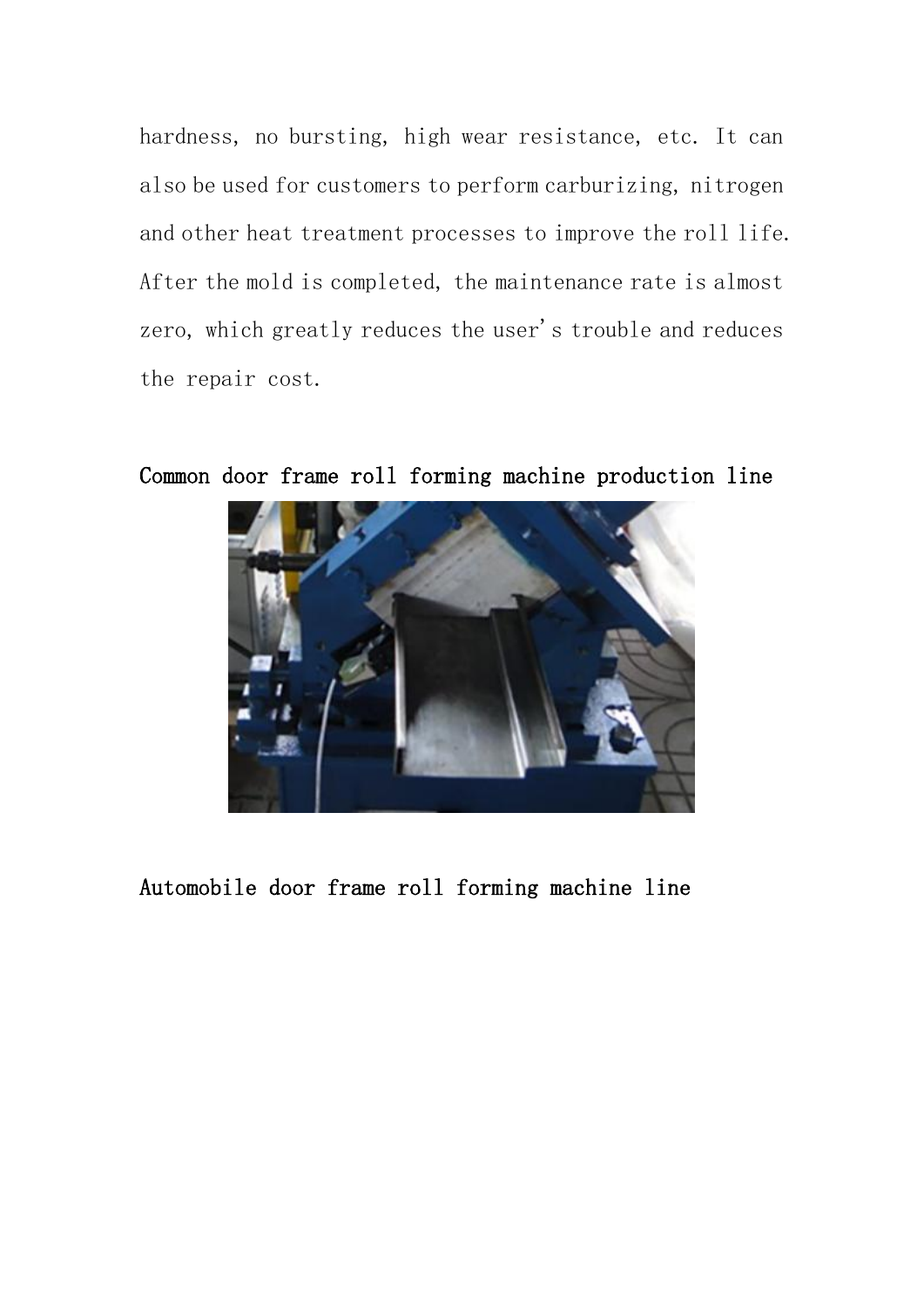hardness, no bursting, high wear resistance, etc. It can also be used for customers to perform carburizing, nitrogen and other heat treatment processes to improve the roll life. After the mold is completed, the maintenance rate is almost zero, which greatly reduces the user's trouble and reduces the repair cost.

## Common door frame roll forming machine production line

## Automobile door frame roll forming machine line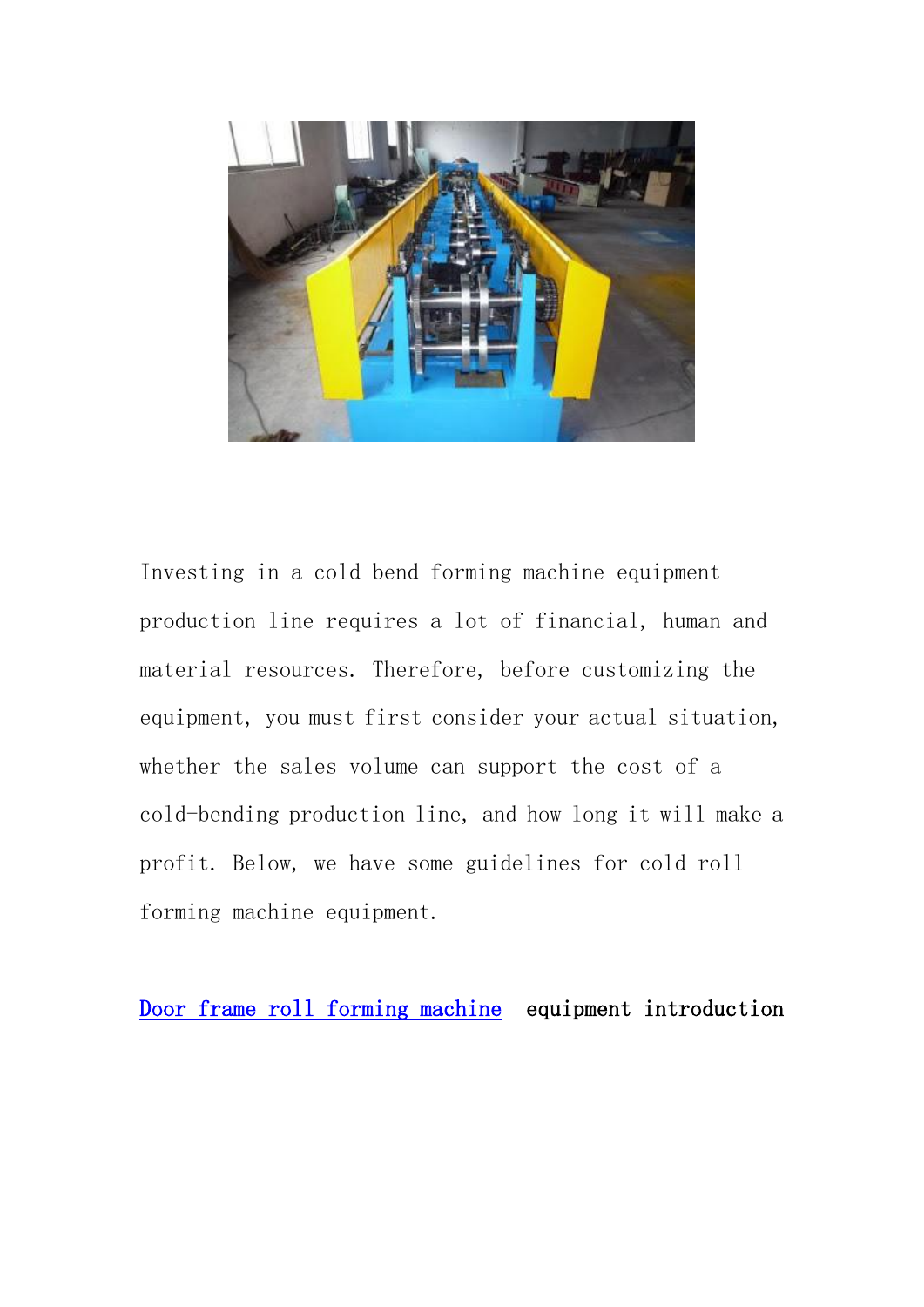Investing in a cold bend forming machine equipment production line requires a lot of financial, human and material resources. Therefore, before customizing the equipment, you must first consider your actual situation, whether the sales volume can support the cost of a cold-bending production line, and how long it will make a profit. Below, we have some guidelines for cold roll forming machine equipment.

Door frame roll forming machine equipment introduction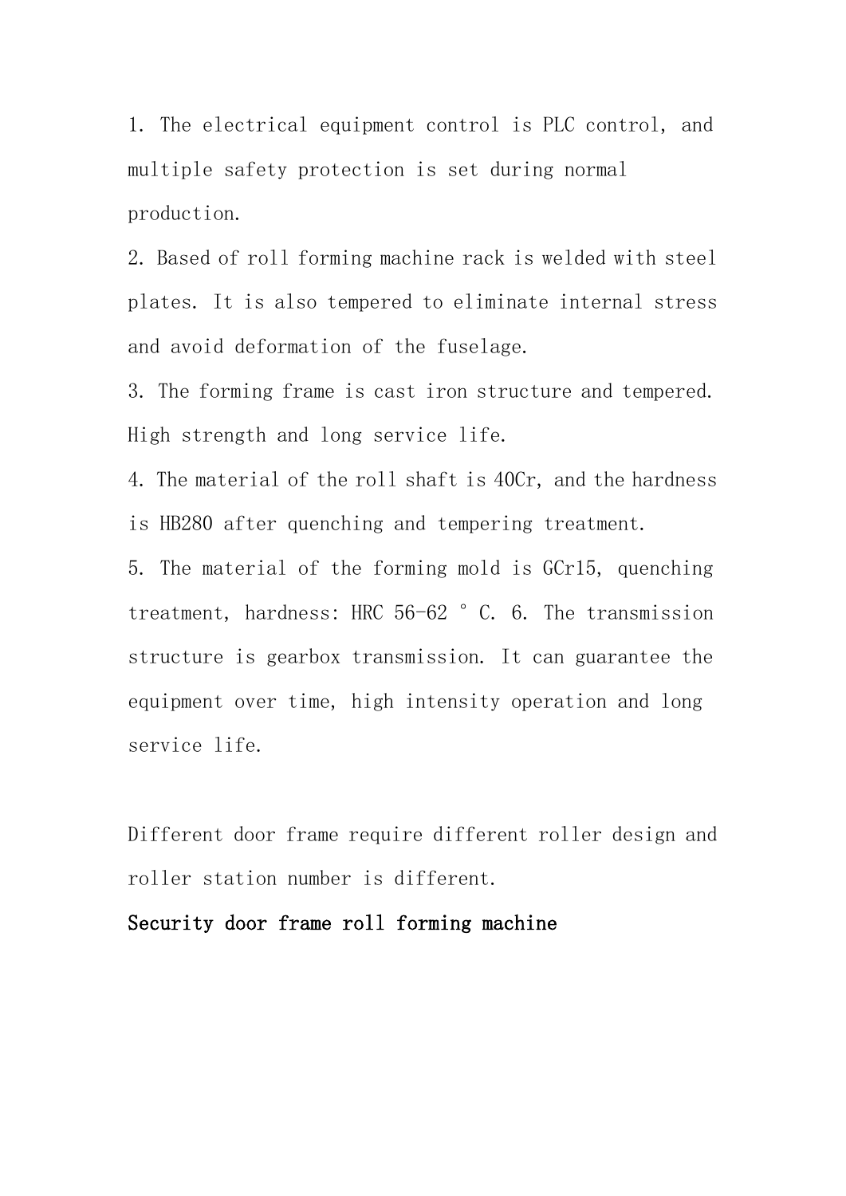1. The electrical equipment control is PLC control, and multiple safety protection is set during normal production.

2. Based of roll forming machine rack is welded with steel plates. It is also tempered to eliminate internal stress and avoid deformation of the fuselage.

3. The forming frame is cast iron structure and tempered. High strength and long service life.

4. The material of the roll shaft is 40Cr, and the hardness is HB280 after quenching and tempering treatment.

5. The material of the forming mold is GCr15, quenching treatment, hardness: HRC 56-62 ° C. 6. The transmission structure is gearbox transmission. It can guarantee the equipment over time, high intensity operation and long service life.

Different door frame require different roller design and roller station number is different.

**Security door frame roll forming machine**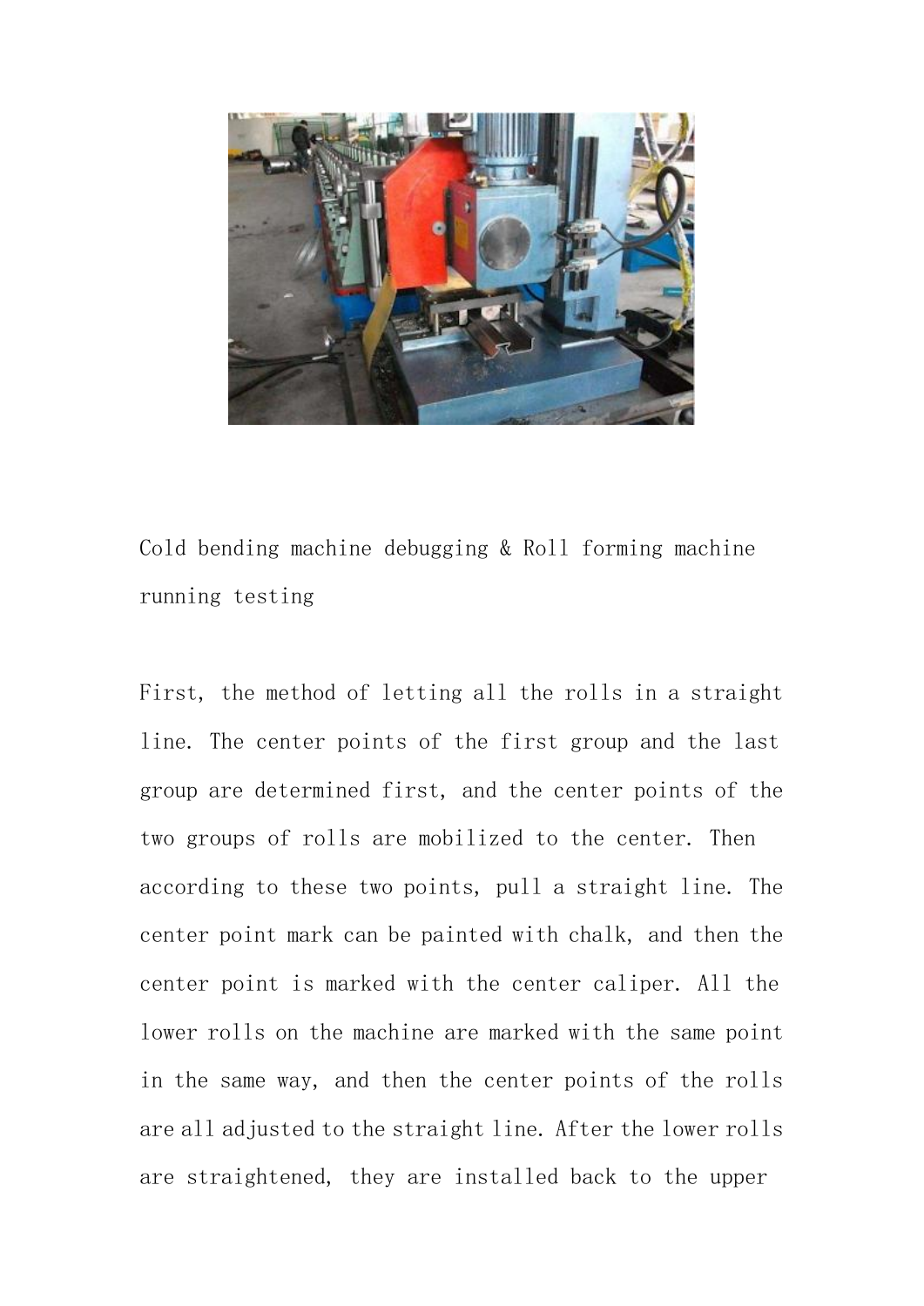Cold bending machine debugging & Roll forming machine running testing

First, the method of letting all the rolls in a straight line. The center points of the first group and the last group are determined first, and the center points of the two groups of rolls are mobilized to the center. Then according to these two points, pull a straight line. The center point mark can be painted with chalk, and then the center point is marked with the center caliper. All the lower rolls on the machine are marked with the same point in the same way, and then the center points of the rolls are all adjusted to the straight line. After the lower rolls are straightened, they are installed back to the upper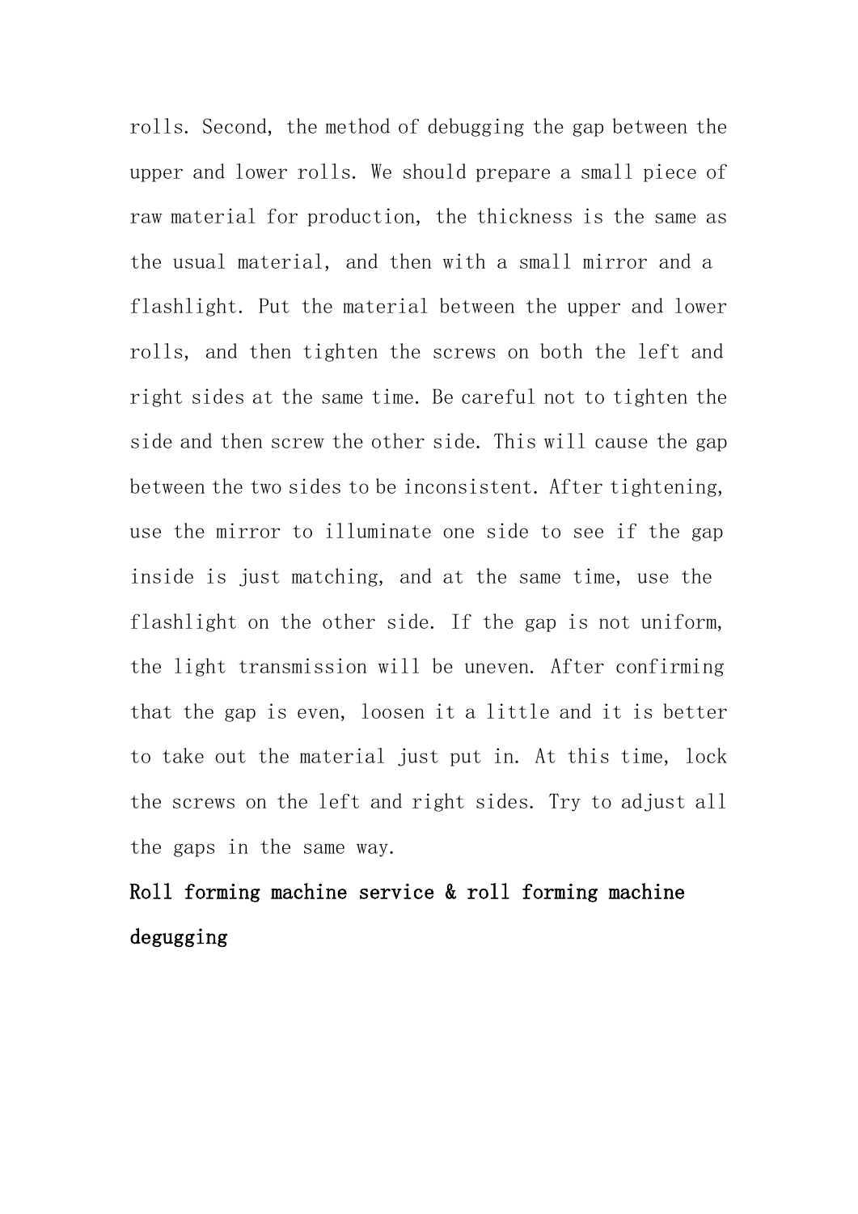rolls. Second, the method of debugging the gap between the upper and lower rolls. We should prepare a small piece of raw material for production, the thickness is the same as the usual material, and then with a small mirror and a flashlight. Put the material between the upper and lower rolls, and then tighten the screws on both the left and right sides at the same time. Be careful not to tighten the side and then screw the other side. This will cause the gap between the two sides to be inconsistent. After tightening, use the mirror to illuminate one side to see if the gap inside is just matching, and at the same time, use the flashlight on the other side. If the gap is not uniform, the light transmission will be uneven. After confirming that the gap is even, loosen it a little and it is better to take out the material just put in. At this time, lock the screws on the left and right sides. Try to adjust all the gaps in the same way.

**Roll forming machine service & roll forming machine degugging**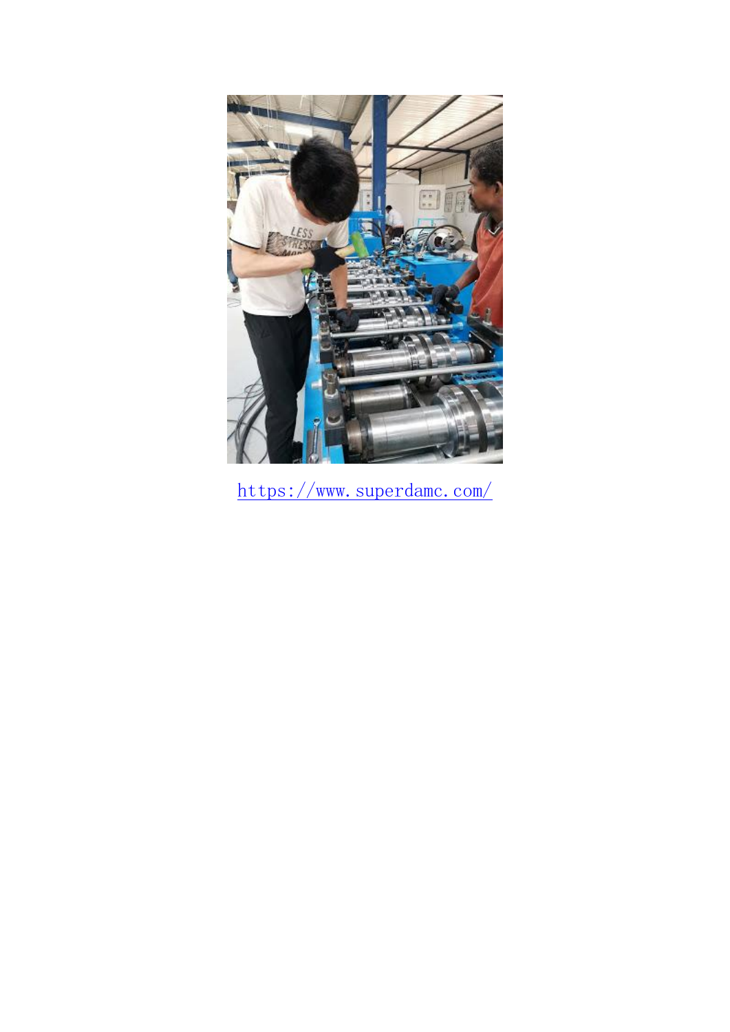https://www.superdamc.com/